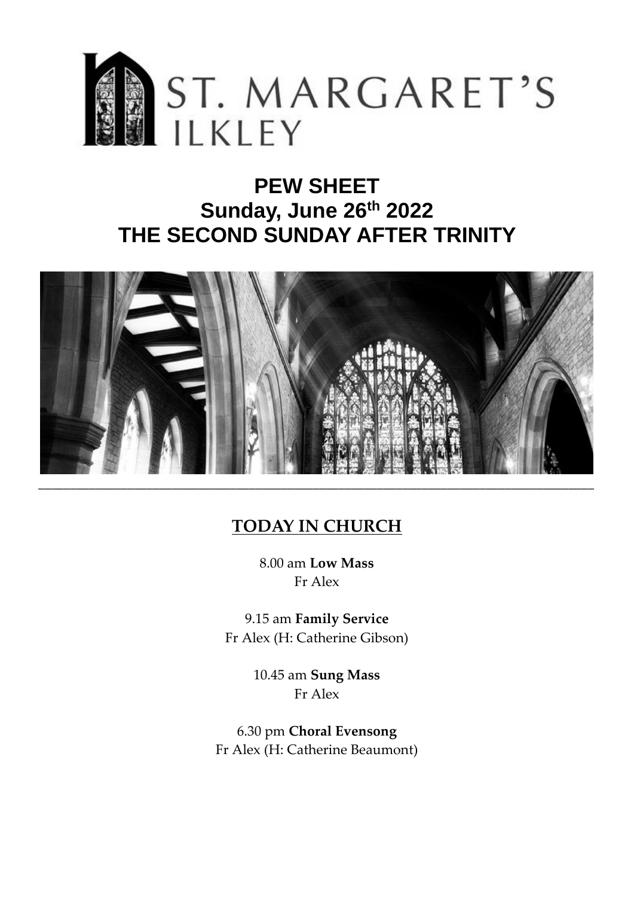# ST. MARGARET'S ILKLEY

# PEW SHEET
# Sunday, June 26th 2022
# THE SECOND SUNDAY AFTER TRINITY

---

## TODAY IN CHURCH

8.00 am **Low Mass**
Fr Alex

9.15 am **Family Service**
Fr Alex (H: Catherine Gibson)

10.45 am **Sung Mass**
Fr Alex

6.30 pm **Choral Evensong**
Fr Alex (H: Catherine Beaumont)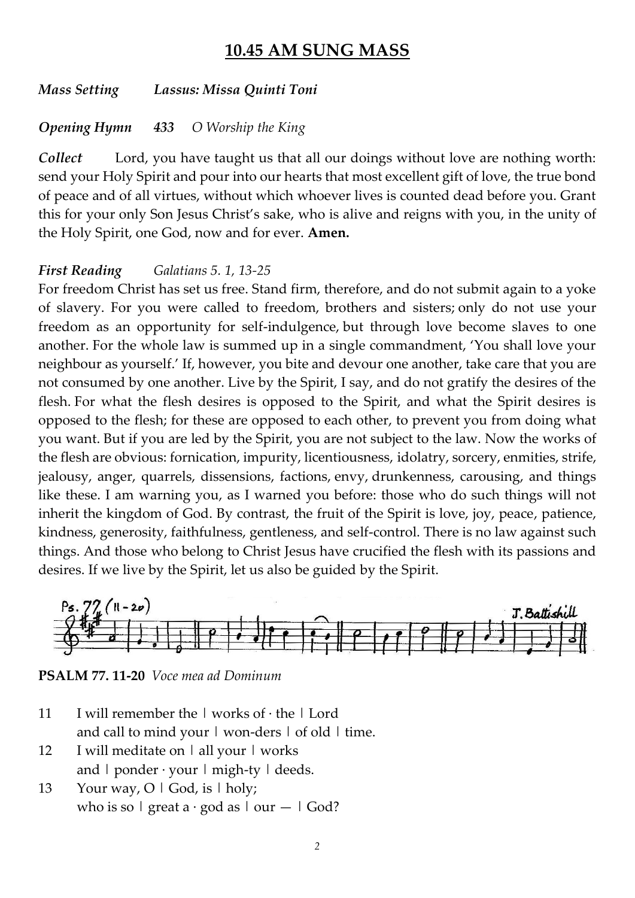# 10.45 AM SUNG MASS

***Mass Setting*** *Lassus: Missa Quinti Toni*

***Opening Hymn*** ***433*** *O Worship the King*

***Collect*** Lord, you have taught us that all our doings without love are nothing worth: send your Holy Spirit and pour into our hearts that most excellent gift of love, the true bond of peace and of all virtues, without which whoever lives is counted dead before you. Grant this for your only Son Jesus Christ's sake, who is alive and reigns with you, in the unity of the Holy Spirit, one God, now and for ever. **Amen.**

***First Reading*** *Galatians 5. 1, 13-25*

For freedom Christ has set us free. Stand firm, therefore, and do not submit again to a yoke of slavery. For you were called to freedom, brothers and sisters; only do not use your freedom as an opportunity for self-indulgence, but through love become slaves to one another. For the whole law is summed up in a single commandment, 'You shall love your neighbour as yourself.' If, however, you bite and devour one another, take care that you are not consumed by one another. Live by the Spirit, I say, and do not gratify the desires of the flesh. For what the flesh desires is opposed to the Spirit, and what the Spirit desires is opposed to the flesh; for these are opposed to each other, to prevent you from doing what you want. But if you are led by the Spirit, you are not subject to the law. Now the works of the flesh are obvious: fornication, impurity, licentiousness, idolatry, sorcery, enmities, strife, jealousy, anger, quarrels, dissensions, factions, envy, drunkenness, carousing, and things like these. I am warning you, as I warned you before: those who do such things will not inherit the kingdom of God. By contrast, the fruit of the Spirit is love, joy, peace, patience, kindness, generosity, faithfulness, gentleness, and self-control. There is no law against such things. And those who belong to Christ Jesus have crucified the flesh with its passions and desires. If we live by the Spirit, let us also be guided by the Spirit.

Ps. 77 (11-20) J. Battishill

**PSALM 77. 11-20** *Voce mea ad Dominum*

11 I will remember the | works of · the | Lord
and call to mind your | won-ders | of old | time.

12 I will meditate on | all your | works
and | ponder · your | migh-ty | deeds.

13 Your way, O | God, is | holy;
who is so | great a · god as | our — | God?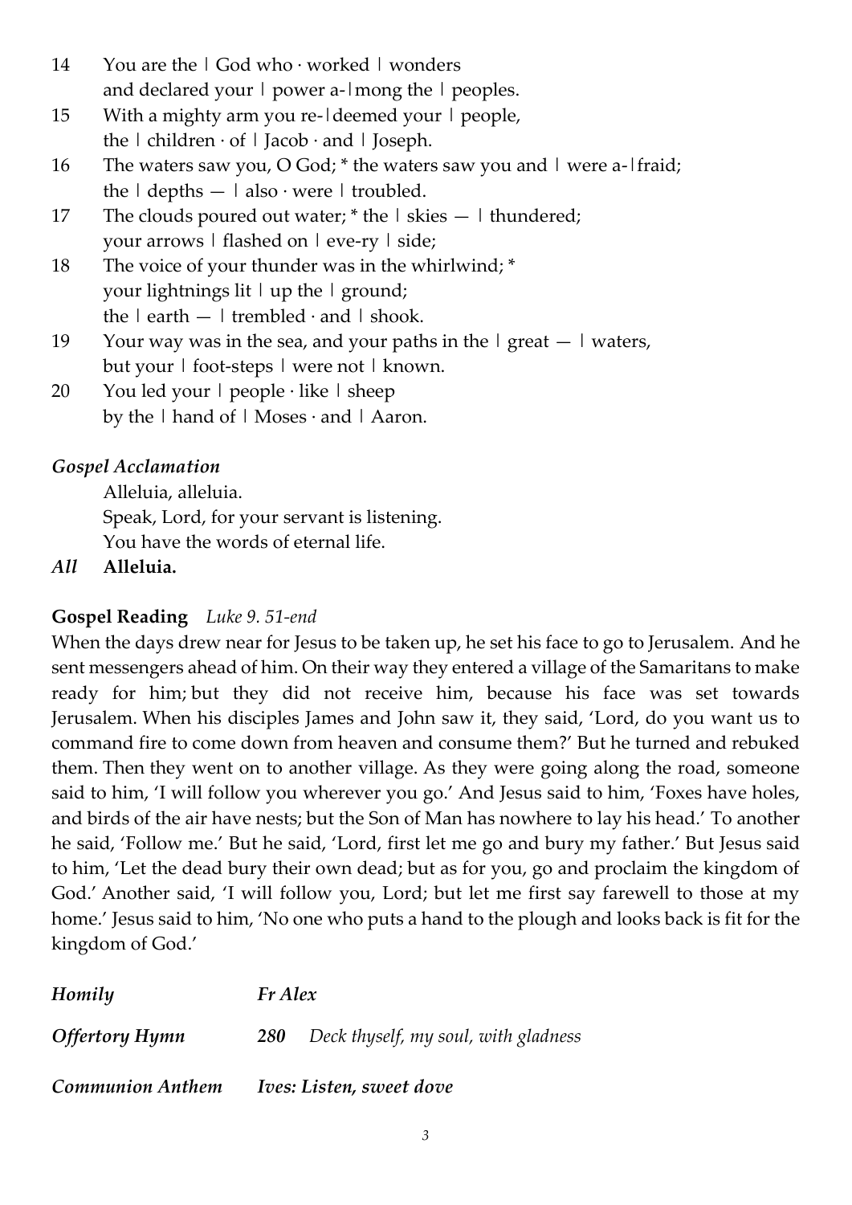14 You are the ǀ God who · worked ǀ wonders
and declared your ǀ power a-ǀmong the ǀ peoples.

15 With a mighty arm you re-ǀdeemed your ǀ people,
the ǀ children · of ǀ Jacob · and ǀ Joseph.

16 The waters saw you, O God; * the waters saw you and ǀ were a-ǀfraid;
the ǀ depths — ǀ also · were ǀ troubled.

17 The clouds poured out water; * the ǀ skies — ǀ thundered;
your arrows ǀ flashed on ǀ eve-ry ǀ side;

18 The voice of your thunder was in the whirlwind; *
your lightnings lit ǀ up the ǀ ground;
the ǀ earth — ǀ trembled · and ǀ shook.

19 Your way was in the sea, and your paths in the ǀ great — ǀ waters,
but your ǀ foot-steps ǀ were not ǀ known.

20 You led your ǀ people · like ǀ sheep
by the ǀ hand of ǀ Moses · and ǀ Aaron.

***Gospel Acclamation***

Alleluia, alleluia.
Speak, Lord, for your servant is listening.
You have the words of eternal life.

***All*** **Alleluia.**

**Gospel Reading** *Luke 9. 51-end*

When the days drew near for Jesus to be taken up, he set his face to go to Jerusalem. And he sent messengers ahead of him. On their way they entered a village of the Samaritans to make ready for him; but they did not receive him, because his face was set towards Jerusalem. When his disciples James and John saw it, they said, 'Lord, do you want us to command fire to come down from heaven and consume them?' But he turned and rebuked them. Then they went on to another village. As they were going along the road, someone said to him, 'I will follow you wherever you go.' And Jesus said to him, 'Foxes have holes, and birds of the air have nests; but the Son of Man has nowhere to lay his head.' To another he said, 'Follow me.' But he said, 'Lord, first let me go and bury my father.' But Jesus said to him, 'Let the dead bury their own dead; but as for you, go and proclaim the kingdom of God.' Another said, 'I will follow you, Lord; but let me first say farewell to those at my home.' Jesus said to him, 'No one who puts a hand to the plough and looks back is fit for the kingdom of God.'

***Homily*** *Fr Alex*

***Offertory Hymn*** ***280*** *Deck thyself, my soul, with gladness*

***Communion Anthem*** ***Ives: Listen, sweet dove***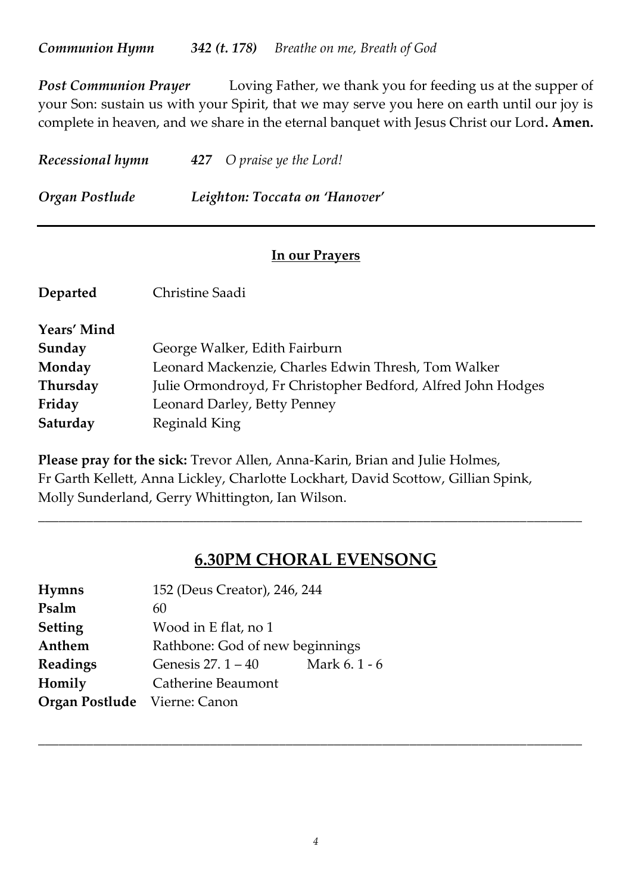***Communion Hymn*** ***342 (t. 178)*** *Breathe on me, Breath of God*

***Post Communion Prayer*** Loving Father, we thank you for feeding us at the supper of your Son: sustain us with your Spirit, that we may serve you here on earth until our joy is complete in heaven, and we share in the eternal banquet with Jesus Christ our Lord**. Amen.**

***Recessional hymn*** ***427*** *O praise ye the Lord!*

***Organ Postlude*** ***Leighton: Toccata on 'Hanover'***

---

**In our Prayers**

**Departed** Christine Saadi

**Years' Mind**

**Sunday** George Walker, Edith Fairburn

**Monday** Leonard Mackenzie, Charles Edwin Thresh, Tom Walker

**Thursday** Julie Ormondroyd, Fr Christopher Bedford, Alfred John Hodges

**Friday** Leonard Darley, Betty Penney

**Saturday** Reginald King

**Please pray for the sick:** Trevor Allen, Anna-Karin, Brian and Julie Holmes, Fr Garth Kellett, Anna Lickley, Charlotte Lockhart, David Scottow, Gillian Spink, Molly Sunderland, Gerry Whittington, Ian Wilson.

---

## 6.30PM CHORAL EVENSONG

**Hymns** 152 (Deus Creator), 246, 244

**Psalm** 60

**Setting** Wood in E flat, no 1

**Anthem** Rathbone: God of new beginnings

**Readings** Genesis 27. 1 – 40 Mark 6. 1 - 6

**Homily** Catherine Beaumont

**Organ Postlude** Vierne: Canon

---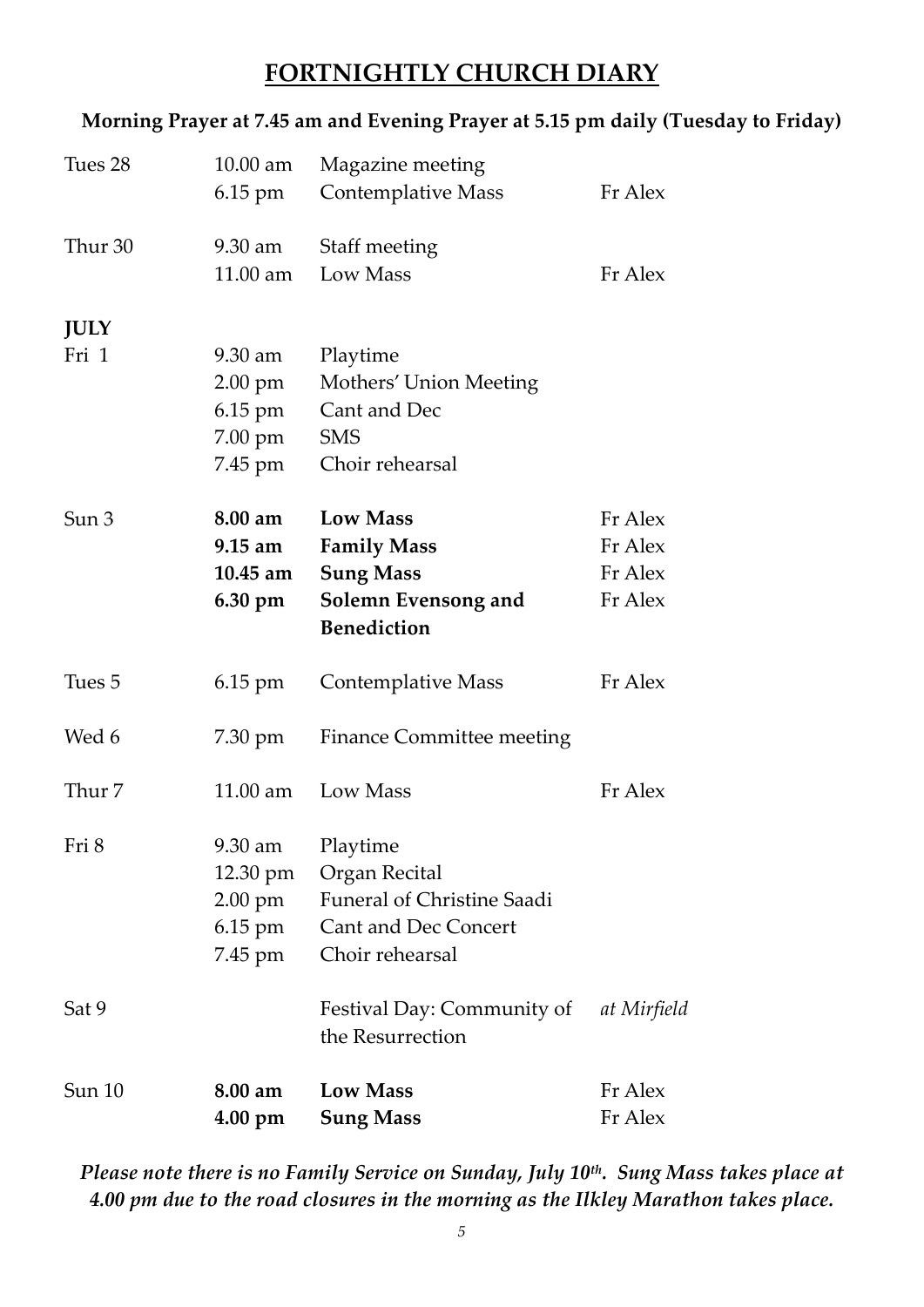# FORTNIGHTLY CHURCH DIARY

**Morning Prayer at 7.45 am and Evening Prayer at 5.15 pm daily (Tuesday to Friday)**

| | | | |
|---|---|---|---|
| Tues 28 | 10.00 am | Magazine meeting | |
| | 6.15 pm | Contemplative Mass | Fr Alex |
| Thur 30 | 9.30 am | Staff meeting | |
| | 11.00 am | Low Mass | Fr Alex |
| **JULY** | | | |
| Fri 1 | 9.30 am | Playtime | |
| | 2.00 pm | Mothers' Union Meeting | |
| | 6.15 pm | Cant and Dec | |
| | 7.00 pm | SMS | |
| | 7.45 pm | Choir rehearsal | |
| Sun 3 | **8.00 am** | **Low Mass** | Fr Alex |
| | **9.15 am** | **Family Mass** | Fr Alex |
| | **10.45 am** | **Sung Mass** | Fr Alex |
| | **6.30 pm** | **Solemn Evensong and Benediction** | Fr Alex |
| Tues 5 | 6.15 pm | Contemplative Mass | Fr Alex |
| Wed 6 | 7.30 pm | Finance Committee meeting | |
| Thur 7 | 11.00 am | Low Mass | Fr Alex |
| Fri 8 | 9.30 am | Playtime | |
| | 12.30 pm | Organ Recital | |
| | 2.00 pm | Funeral of Christine Saadi | |
| | 6.15 pm | Cant and Dec Concert | |
| | 7.45 pm | Choir rehearsal | |
| Sat 9 | | Festival Day: Community of the Resurrection | *at Mirfield* |
| Sun 10 | **8.00 am** | **Low Mass** | Fr Alex |
| | **4.00 pm** | **Sung Mass** | Fr Alex |

***Please note there is no Family Service on Sunday, July 10th. Sung Mass takes place at 4.00 pm due to the road closures in the morning as the Ilkley Marathon takes place.***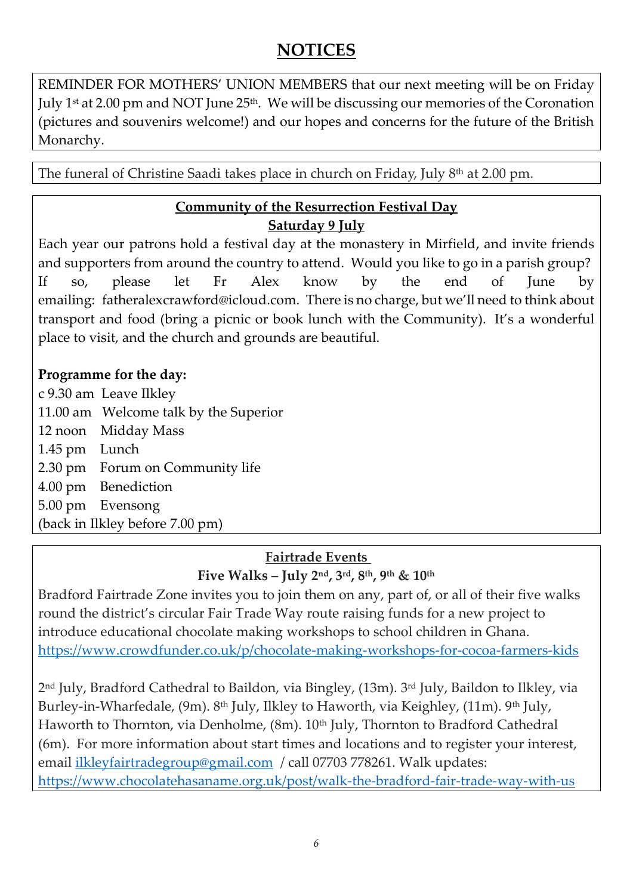# NOTICES

REMINDER FOR MOTHERS' UNION MEMBERS that our next meeting will be on Friday July 1st at 2.00 pm and NOT June 25th. We will be discussing our memories of the Coronation (pictures and souvenirs welcome!) and our hopes and concerns for the future of the British Monarchy.

The funeral of Christine Saadi takes place in church on Friday, July 8th at 2.00 pm.

## Community of the Resurrection Festival Day
## Saturday 9 July

Each year our patrons hold a festival day at the monastery in Mirfield, and invite friends and supporters from around the country to attend. Would you like to go in a parish group? If so, please let Fr Alex know by the end of June by emailing: fatheralexcrawford@icloud.com. There is no charge, but we'll need to think about transport and food (bring a picnic or book lunch with the Community). It's a wonderful place to visit, and the church and grounds are beautiful.

**Programme for the day:**

c 9.30 am Leave Ilkley
11.00 am Welcome talk by the Superior
12 noon Midday Mass
1.45 pm Lunch
2.30 pm Forum on Community life
4.00 pm Benediction
5.00 pm Evensong
(back in Ilkley before 7.00 pm)

## Fairtrade Events
### Five Walks – July 2nd, 3rd, 8th, 9th & 10th

Bradford Fairtrade Zone invites you to join them on any, part of, or all of their five walks round the district's circular Fair Trade Way route raising funds for a new project to introduce educational chocolate making workshops to school children in Ghana.
https://www.crowdfunder.co.uk/p/chocolate-making-workshops-for-cocoa-farmers-kids

2nd July, Bradford Cathedral to Baildon, via Bingley, (13m). 3rd July, Baildon to Ilkley, via Burley-in-Wharfedale, (9m). 8th July, Ilkley to Haworth, via Keighley, (11m). 9th July, Haworth to Thornton, via Denholme, (8m). 10th July, Thornton to Bradford Cathedral (6m). For more information about start times and locations and to register your interest, email ilkleyfairtradegroup@gmail.com / call 07703 778261. Walk updates:
https://www.chocolatehasaname.org.uk/post/walk-the-bradford-fair-trade-way-with-us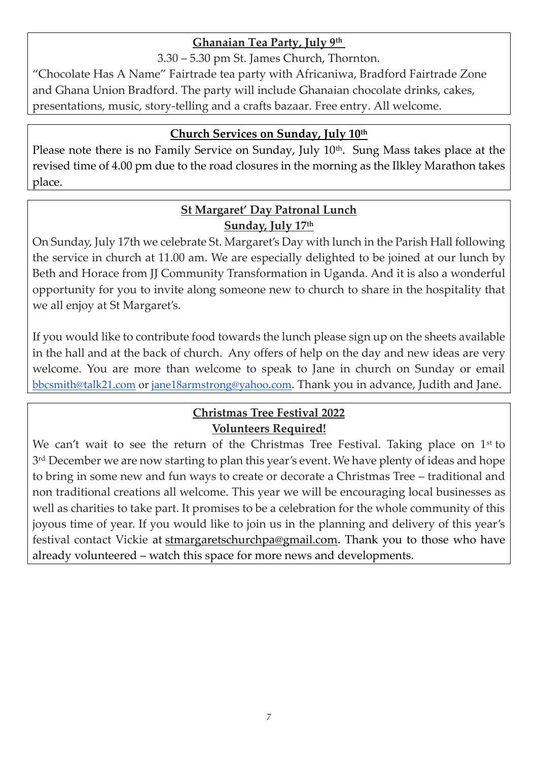## Ghanaian Tea Party, July 9th

3.30 – 5.30 pm St. James Church, Thornton.

"Chocolate Has A Name" Fairtrade tea party with Africaniwa, Bradford Fairtrade Zone and Ghana Union Bradford. The party will include Ghanaian chocolate drinks, cakes, presentations, music, story-telling and a crafts bazaar. Free entry. All welcome.

## Church Services on Sunday, July 10th

Please note there is no Family Service on Sunday, July 10th. Sung Mass takes place at the revised time of 4.00 pm due to the road closures in the morning as the Ilkley Marathon takes place.

## St Margaret' Day Patronal Lunch
## Sunday, July 17th

On Sunday, July 17th we celebrate St. Margaret's Day with lunch in the Parish Hall following the service in church at 11.00 am. We are especially delighted to be joined at our lunch by Beth and Horace from JJ Community Transformation in Uganda. And it is also a wonderful opportunity for you to invite along someone new to church to share in the hospitality that we all enjoy at St Margaret's.

If you would like to contribute food towards the lunch please sign up on the sheets available in the hall and at the back of church. Any offers of help on the day and new ideas are very welcome. You are more than welcome to speak to Jane in church on Sunday or email bbcsmith@talk21.com or jane18armstrong@yahoo.com. Thank you in advance, Judith and Jane.

## Christmas Tree Festival 2022
## Volunteers Required!

We can't wait to see the return of the Christmas Tree Festival. Taking place on 1st to 3rd December we are now starting to plan this year's event. We have plenty of ideas and hope to bring in some new and fun ways to create or decorate a Christmas Tree – traditional and non traditional creations all welcome. This year we will be encouraging local businesses as well as charities to take part. It promises to be a celebration for the whole community of this joyous time of year. If you would like to join us in the planning and delivery of this year's festival contact Vickie at stmargaretschurchpa@gmail.com. Thank you to those who have already volunteered – watch this space for more news and developments.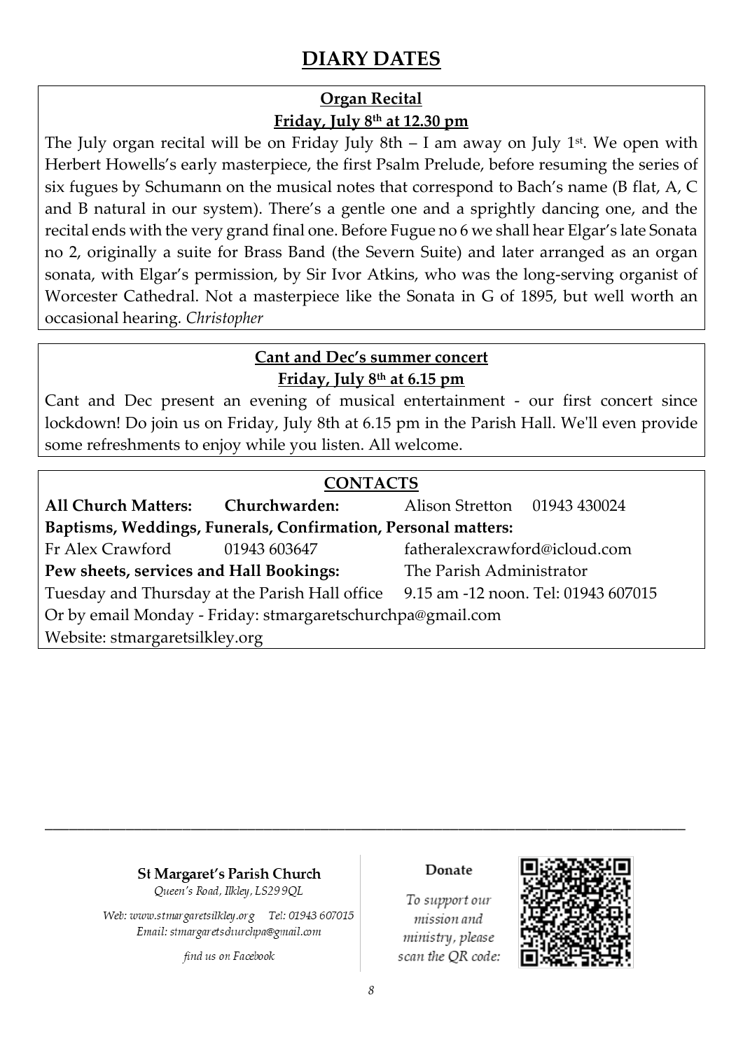# DIARY DATES

## Organ Recital

**Friday, July 8th at 12.30 pm**

The July organ recital will be on Friday July 8th – I am away on July 1st. We open with Herbert Howells's early masterpiece, the first Psalm Prelude, before resuming the series of six fugues by Schumann on the musical notes that correspond to Bach's name (B flat, A, C and B natural in our system). There's a gentle one and a sprightly dancing one, and the recital ends with the very grand final one. Before Fugue no 6 we shall hear Elgar's late Sonata no 2, originally a suite for Brass Band (the Severn Suite) and later arranged as an organ sonata, with Elgar's permission, by Sir Ivor Atkins, who was the long-serving organist of Worcester Cathedral. Not a masterpiece like the Sonata in G of 1895, but well worth an occasional hearing. *Christopher*

## Cant and Dec's summer concert

**Friday, July 8th at 6.15 pm**

Cant and Dec present an evening of musical entertainment - our first concert since lockdown! Do join us on Friday, July 8th at 6.15 pm in the Parish Hall. We'll even provide some refreshments to enjoy while you listen. All welcome.

## CONTACTS

**All Church Matters:** **Churchwarden:** Alison Stretton 01943 430024

**Baptisms, Weddings, Funerals, Confirmation, Personal matters:**

Fr Alex Crawford 01943 603647 fatheralexcrawford@icloud.com

**Pew sheets, services and Hall Bookings:** The Parish Administrator

Tuesday and Thursday at the Parish Hall office 9.15 am -12 noon. Tel: 01943 607015

Or by email Monday - Friday: stmargaretschurchpa@gmail.com

Website: stmargaretsilkley.org

---

**St Margaret's Parish Church**

*Queen's Road, Ilkley, LS29 9QL*

*Web: www.stmargaretsilkley.org Tel: 01943 607015*

*Email: stmargaretschurchpa@gmail.com*

*find us on Facebook*

**Donate**

*To support our mission and ministry, please scan the QR code:*